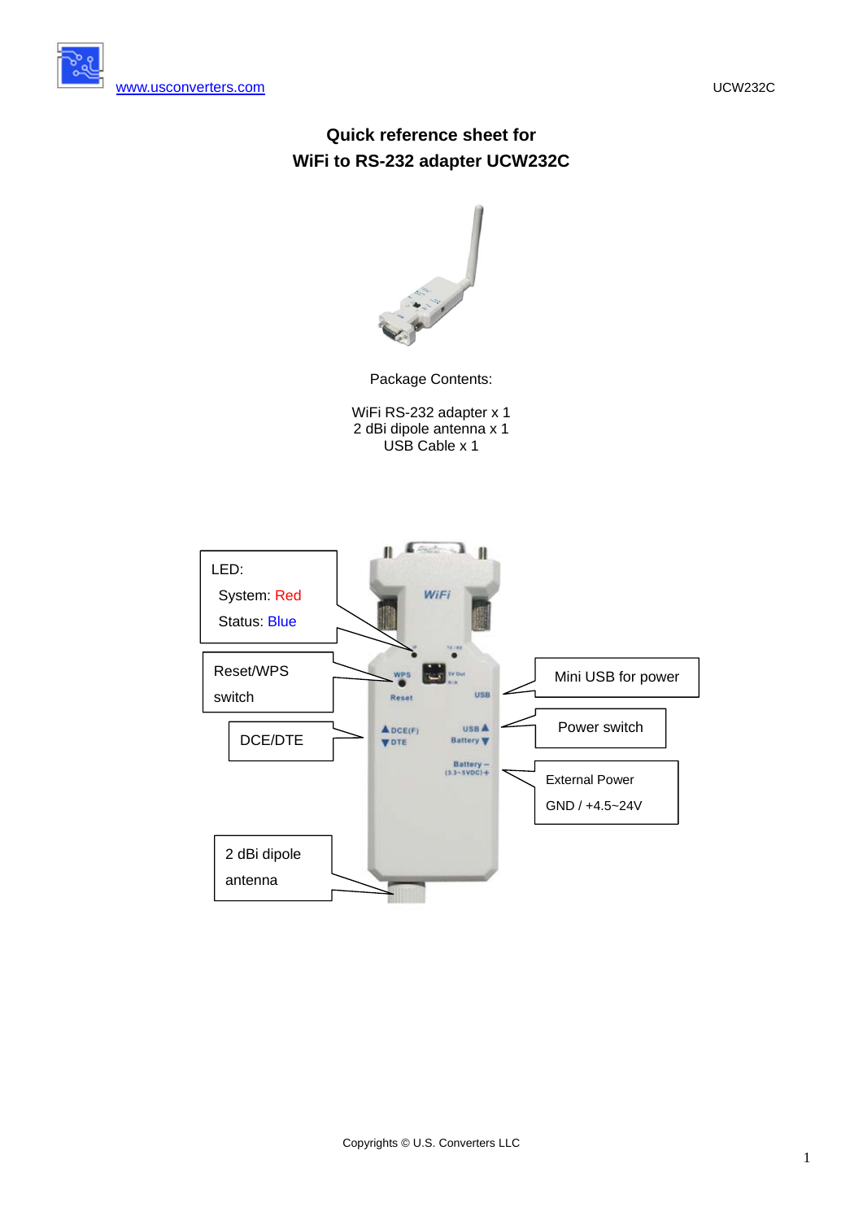# Quick reference sheet for WiFi to RS-232 adapter UCW232C

Package Contents:

WiFi RS-232 adapter x 1
2 dBi dipole antenna x 1
USB Cable x 1

LED:
- System: Red
- Status: Blue

Reset/WPS switch

DCE/DTE

2 dBi dipole antenna

Mini USB for power

Power switch

External Power
GND / +4.5~24V

Copyrights © U.S. Converters LLC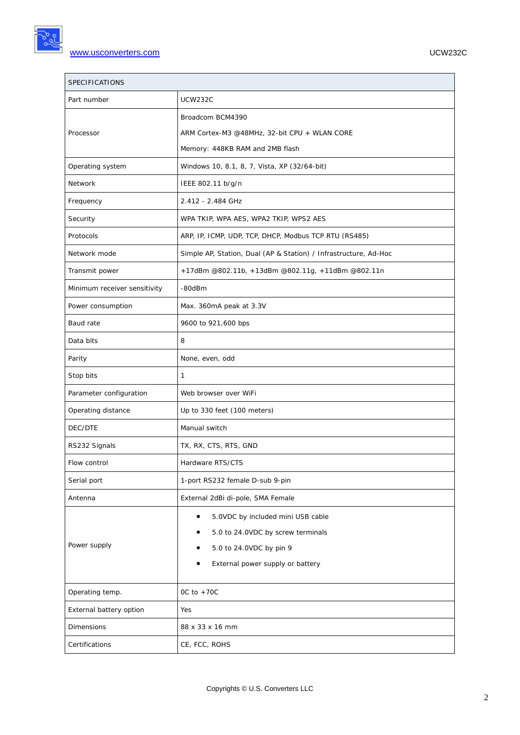| SPECIFICATIONS | |
|---|---|
| Part number | UCW232C |
| Processor | Broadcom BCM4390<br>ARM Cortex-M3 @48MHz, 32-bit CPU + WLAN CORE<br>Memory: 448KB RAM and 2MB flash |
| Operating system | Windows 10, 8.1, 8, 7, Vista, XP (32/64-bit) |
| Network | IEEE 802.11 b/g/n |
| Frequency | 2.412 - 2.484 GHz |
| Security | WPA TKIP, WPA AES, WPA2 TKIP, WPS2 AES |
| Protocols | ARP, IP, ICMP, UDP, TCP, DHCP, Modbus TCP RTU (RS485) |
| Network mode | Simple AP, Station, Dual (AP & Station) / Infrastructure, Ad-Hoc |
| Transmit power | +17dBm @802.11b, +13dBm @802.11g, +11dBm @802.11n |
| Minimum receiver sensitivity | -80dBm |
| Power consumption | Max. 360mA peak at 3.3V |
| Baud rate | 9600 to 921,600 bps |
| Data bits | 8 |
| Parity | None, even, odd |
| Stop bits | 1 |
| Parameter configuration | Web browser over WiFi |
| Operating distance | Up to 330 feet (100 meters) |
| DEC/DTE | Manual switch |
| RS232 Signals | TX, RX, CTS, RTS, GND |
| Flow control | Hardware RTS/CTS |
| Serial port | 1-port RS232 female D-sub 9-pin |
| Antenna | External 2dBi di-pole, SMA Female |
| Power supply | • 5.0VDC by included mini USB cable<br>• 5.0 to 24.0VDC by screw terminals<br>• 5.0 to 24.0VDC by pin 9<br>• External power supply or battery |
| Operating temp. | 0C to +70C |
| External battery option | Yes |
| Dimensions | 88 x 33 x 16 mm |
| Certifications | CE, FCC, ROHS |

Copyrights © U.S. Converters LLC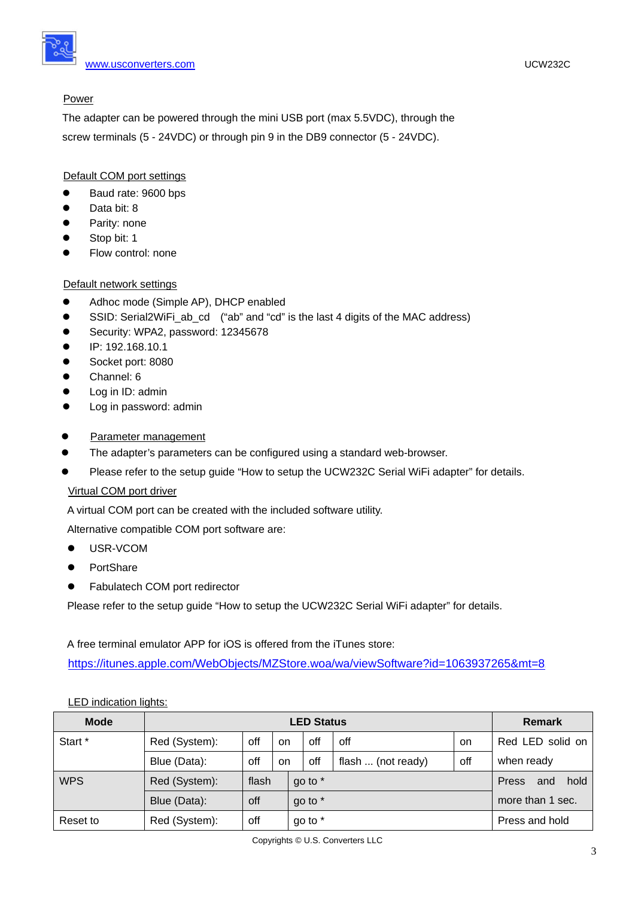## Power

The adapter can be powered through the mini USB port (max 5.5VDC), through the screw terminals (5 - 24VDC) or through pin 9 in the DB9 connector (5 - 24VDC).

## Default COM port settings

- Baud rate: 9600 bps
- Data bit: 8
- Parity: none
- Stop bit: 1
- Flow control: none

## Default network settings

- Adhoc mode (Simple AP), DHCP enabled
- SSID: Serial2WiFi_ab_cd ("ab" and "cd" is the last 4 digits of the MAC address)
- Security: WPA2, password: 12345678
- IP: 192.168.10.1
- Socket port: 8080
- Channel: 6
- Log in ID: admin
- Log in password: admin

- Parameter management
- The adapter's parameters can be configured using a standard web-browser.
- Please refer to the setup guide "How to setup the UCW232C Serial WiFi adapter" for details.

## Virtual COM port driver

A virtual COM port can be created with the included software utility.

Alternative compatible COM port software are:

- USR-VCOM
- PortShare
- Fabulatech COM port redirector

Please refer to the setup guide "How to setup the UCW232C Serial WiFi adapter" for details.

A free terminal emulator APP for iOS is offered from the iTunes store:

https://itunes.apple.com/WebObjects/MZStore.woa/wa/viewSoftware?id=1063937265&mt=8

## LED indication lights:

| Mode | LED Status | | | | | | Remark |
|---|---|---|---|---|---|---|---|
| Start * | Red (System): | off | on | off | off | on | Red LED solid on when ready |
| | Blue (Data): | off | on | off | flash ... (not ready) | off | |
| WPS | Red (System): | flash | go to * | | | | Press and hold more than 1 sec. |
| | Blue (Data): | off | go to * | | | | |
| Reset to | Red (System): | off | go to * | | | | Press and hold |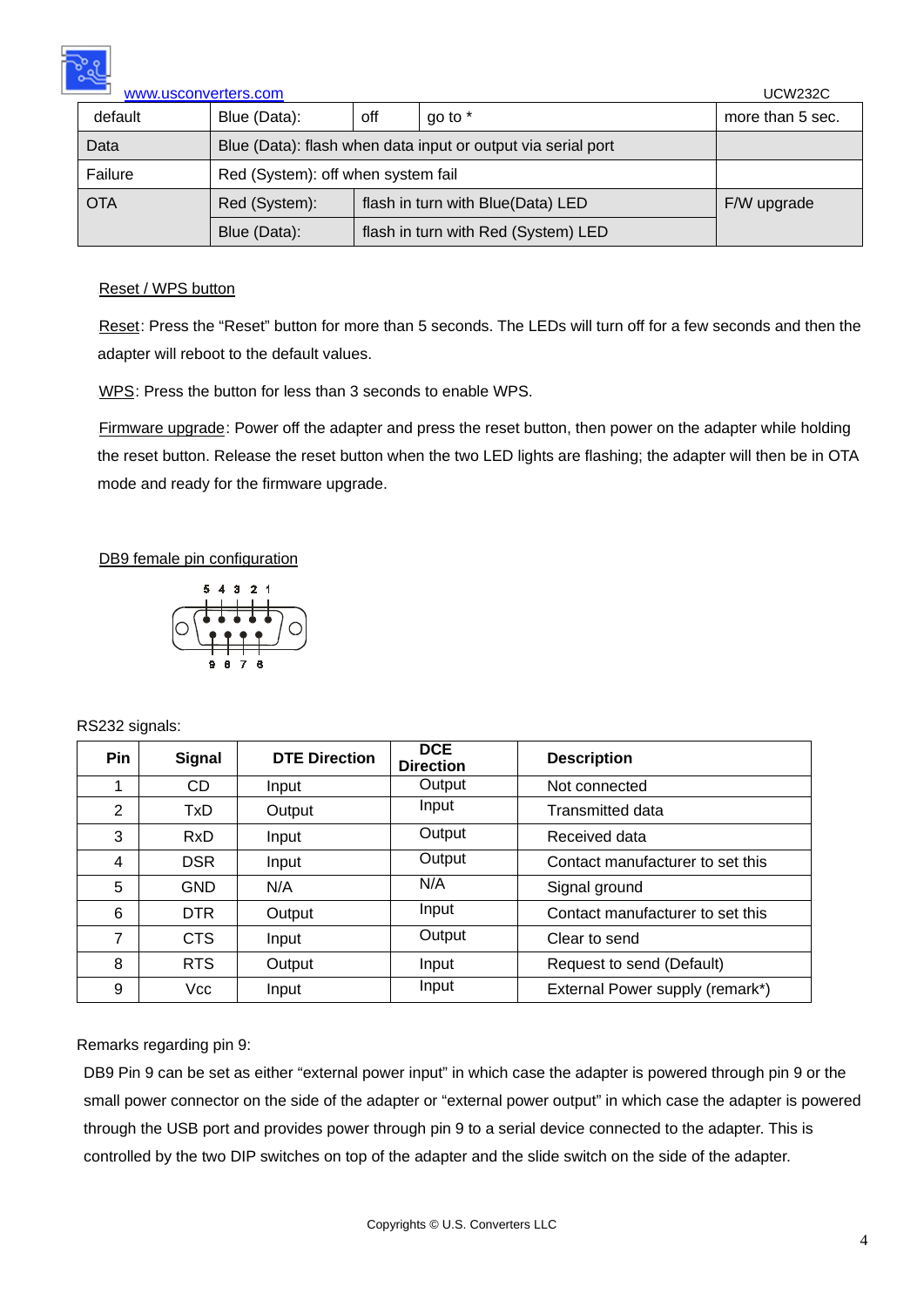| default | Blue (Data): | off | go to * | more than 5 sec. |
|---|---|---|---|---|
| Data | Blue (Data): flash when data input or output via serial port | | | |
| Failure | Red (System): off when system fail | | | |
| OTA | Red (System): | flash in turn with Blue(Data) LED | | F/W upgrade |
| | Blue (Data): | flash in turn with Red (System) LED | | |

Reset / WPS button

Reset: Press the "Reset" button for more than 5 seconds. The LEDs will turn off for a few seconds and then the adapter will reboot to the default values.

WPS: Press the button for less than 3 seconds to enable WPS.

Firmware upgrade: Power off the adapter and press the reset button, then power on the adapter while holding the reset button. Release the reset button when the two LED lights are flashing; the adapter will then be in OTA mode and ready for the firmware upgrade.

DB9 female pin configuration

5 4 3 2 1

9 8 7 6

RS232 signals:

| Pin | Signal | DTE Direction | DCE Direction | Description |
|---|---|---|---|---|
| 1 | CD | Input | Output | Not connected |
| 2 | TxD | Output | Input | Transmitted data |
| 3 | RxD | Input | Output | Received data |
| 4 | DSR | Input | Output | Contact manufacturer to set this |
| 5 | GND | N/A | N/A | Signal ground |
| 6 | DTR | Output | Input | Contact manufacturer to set this |
| 7 | CTS | Input | Output | Clear to send |
| 8 | RTS | Output | Input | Request to send (Default) |
| 9 | Vcc | Input | Input | External Power supply (remark*) |

Remarks regarding pin 9:

DB9 Pin 9 can be set as either "external power input" in which case the adapter is powered through pin 9 or the small power connector on the side of the adapter or "external power output" in which case the adapter is powered through the USB port and provides power through pin 9 to a serial device connected to the adapter. This is controlled by the two DIP switches on top of the adapter and the slide switch on the side of the adapter.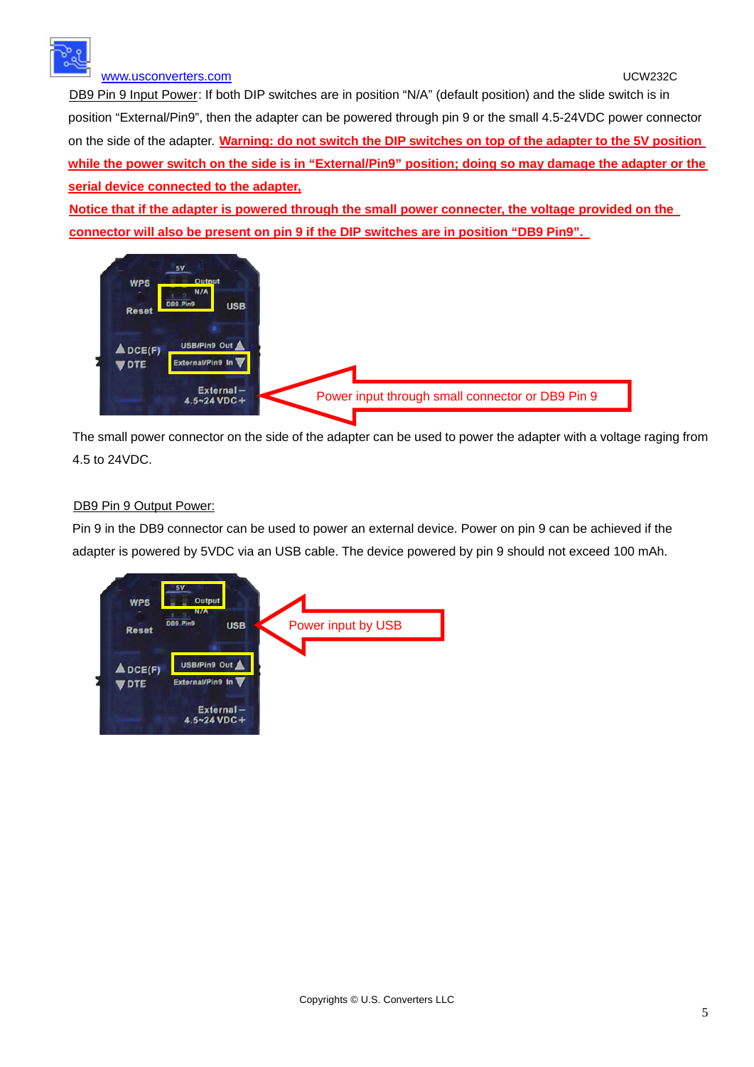DB9 Pin 9 Input Power: If both DIP switches are in position "N/A" (default position) and the slide switch is in position "External/Pin9", then the adapter can be powered through pin 9 or the small 4.5-24VDC power connector on the side of the adapter. **Warning: do not switch the DIP switches on top of the adapter to the 5V position while the power switch on the side is in "External/Pin9" position; doing so may damage the adapter or the serial device connected to the adapter,**

**Notice that if the adapter is powered through the small power connecter, the voltage provided on the connector will also be present on pin 9 if the DIP switches are in position "DB9 Pin9".**

Power input through small connector or DB9 Pin 9

The small power connector on the side of the adapter can be used to power the adapter with a voltage raging from 4.5 to 24VDC.

DB9 Pin 9 Output Power:

Pin 9 in the DB9 connector can be used to power an external device. Power on pin 9 can be achieved if the adapter is powered by 5VDC via an USB cable. The device powered by pin 9 should not exceed 100 mAh.

Power input by USB

Copyrights © U.S. Converters LLC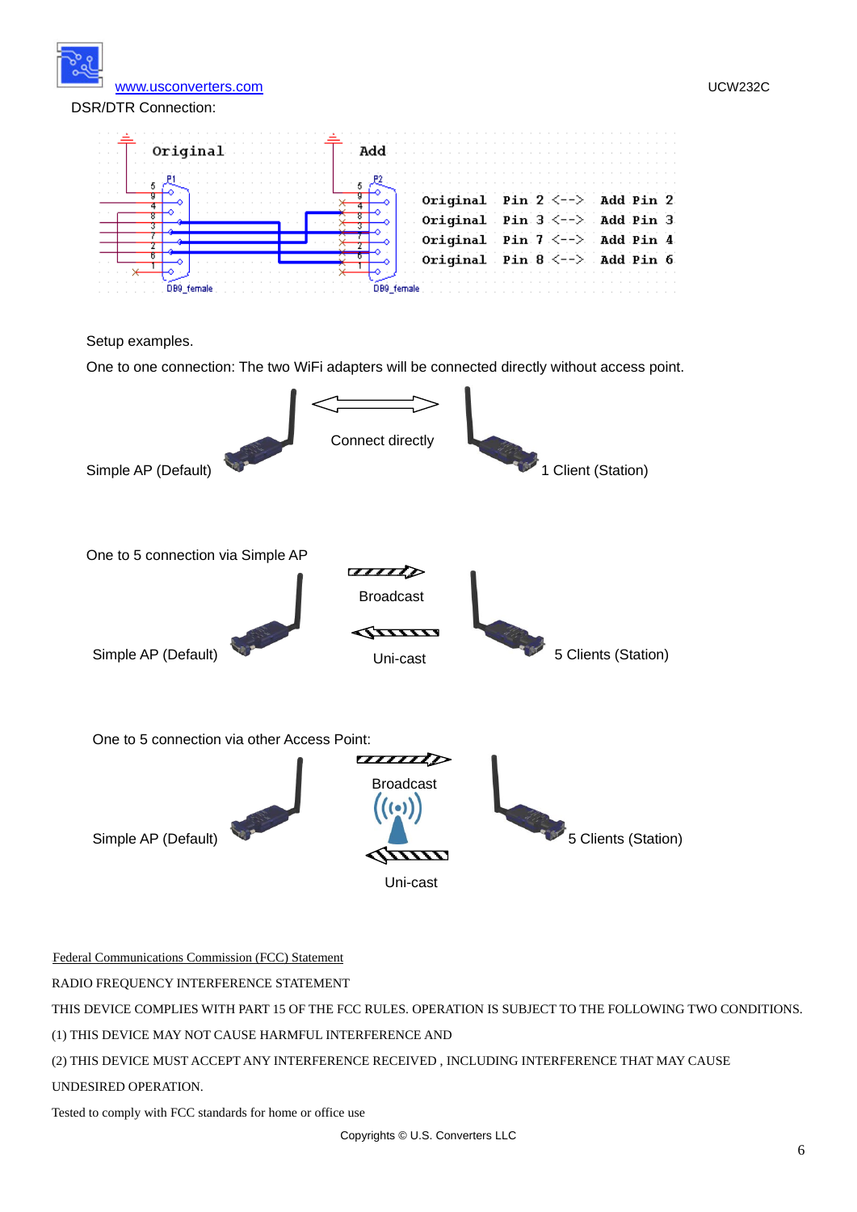DSR/DTR Connection:

Original

Add

Original Pin 2 <--> Add Pin 2
Original Pin 3 <--> Add Pin 3
Original Pin 7 <--> Add Pin 4
Original Pin 8 <--> Add Pin 6

DB9_female

DB9_female

Setup examples.

One to one connection: The two WiFi adapters will be connected directly without access point.

Simple AP (Default)

Connect directly

1 Client (Station)

One to 5 connection via Simple AP

Broadcast

Simple AP (Default)

Uni-cast

5 Clients (Station)

One to 5 connection via other Access Point:

Broadcast

Simple AP (Default)

5 Clients (Station)

Uni-cast

Federal Communications Commission (FCC) Statement

RADIO FREQUENCY INTERFERENCE STATEMENT

THIS DEVICE COMPLIES WITH PART 15 OF THE FCC RULES. OPERATION IS SUBJECT TO THE FOLLOWING TWO CONDITIONS.

(1) THIS DEVICE MAY NOT CAUSE HARMFUL INTERFERENCE AND

(2) THIS DEVICE MUST ACCEPT ANY INTERFERENCE RECEIVED , INCLUDING INTERFERENCE THAT MAY CAUSE UNDESIRED OPERATION.

Tested to comply with FCC standards for home or office use

Copyrights © U.S. Converters LLC